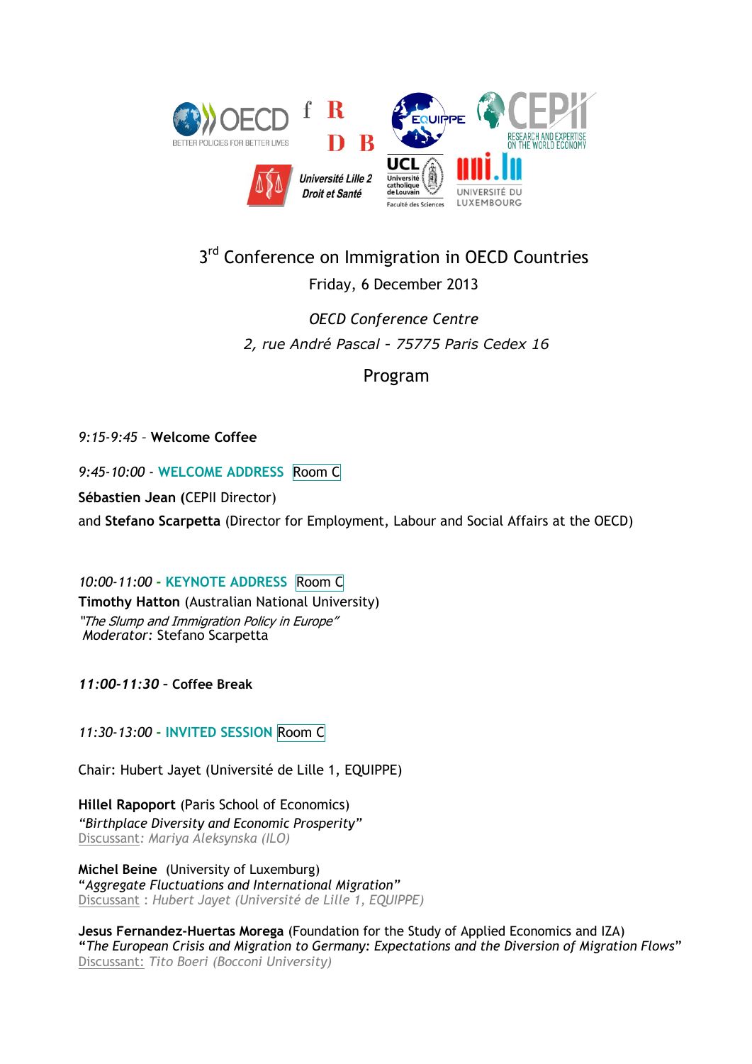# 3rd Conference on Immigration in OECD Countries

Friday, 6 December 2013

*OECD Conference Centre*

*2, rue André Pascal – 75775 Paris Cedex 16*

## Program

*9:15-9:45* – **Welcome Coffee**

*9:45-10:00* - **WELCOME ADDRESS** Room C

**Sébastien Jean** (CEPII Director)

and **Stefano Scarpetta** (Director for Employment, Labour and Social Affairs at the OECD)

*10:00-11:00* - **KEYNOTE ADDRESS** Room C

**Timothy Hatton** (Australian National University)
*"The Slump and Immigration Policy in Europe"*
*Moderator:* Stefano Scarpetta

***11:00-11:30*** **– Coffee Break**

*11:30-13:00* - **INVITED SESSION** Room C

Chair: Hubert Jayet (Université de Lille 1, EQUIPPE)

**Hillel Rapoport** (Paris School of Economics)
*"Birthplace Diversity and Economic Prosperity"*
Discussant*: Mariya Aleksynska (ILO)*

**Michel Beine** (University of Luxemburg)
"*Aggregate Fluctuations and International Migration*"
Discussant : *Hubert Jayet (Université de Lille 1, EQUIPPE)*

**Jesus Fernandez-Huertas Morega** (Foundation for the Study of Applied Economics and IZA)
"*The European Crisis and Migration to Germany: Expectations and the Diversion of Migration Flows*"
Discussant: *Tito Boeri (Bocconi University)*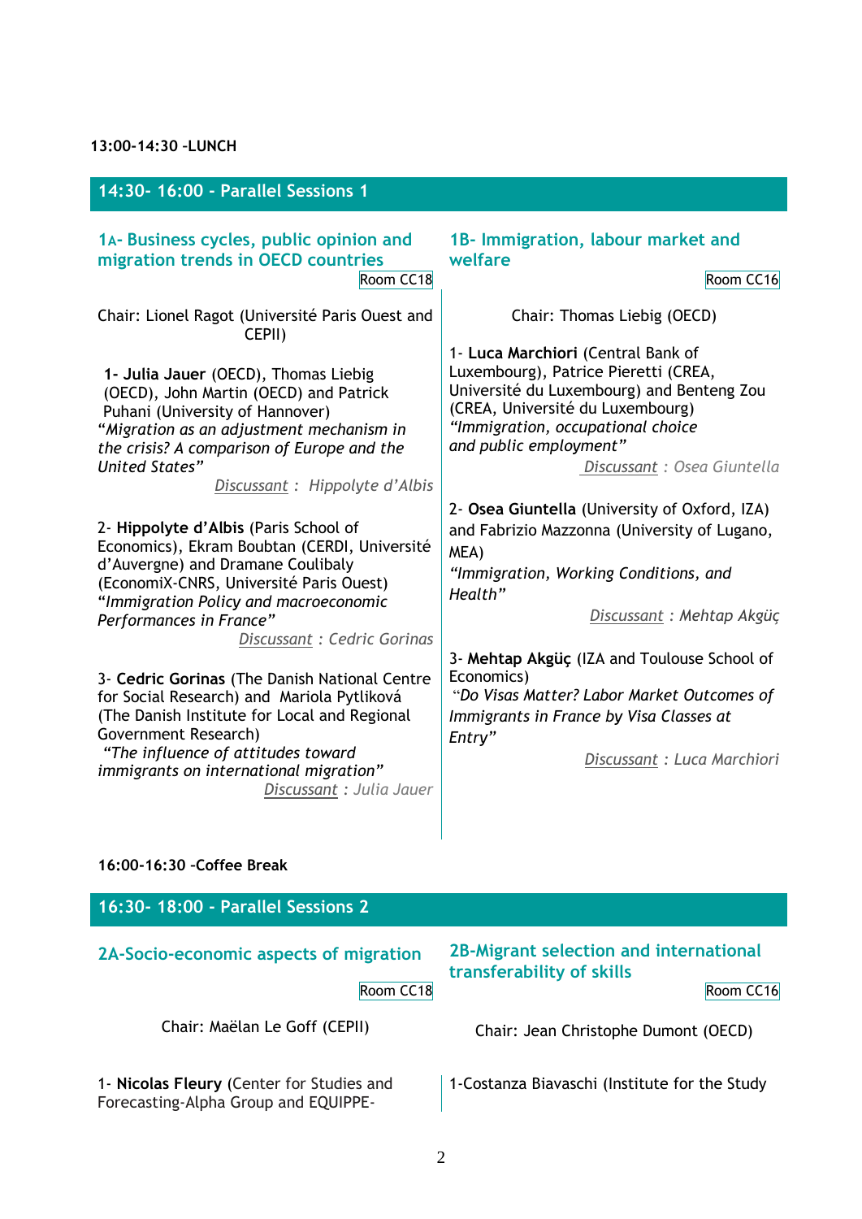**13:00-14:30 –LUNCH**

## 14:30- 16:00 - Parallel Sessions 1

### 1A- Business cycles, public opinion and migration trends in OECD countries

Room CC18

Chair: Lionel Ragot (Université Paris Ouest and CEPII)

**1- Julia Jauer** (OECD), Thomas Liebig (OECD), John Martin (OECD) and Patrick Puhani (University of Hannover)
*"Migration as an adjustment mechanism in the crisis? A comparison of Europe and the United States"*
Discussant : *Hippolyte d'Albis*

2- **Hippolyte d'Albis** (Paris School of Economics), Ekram Boubtan (CERDI, Université d'Auvergne) and Dramane Coulibaly (EconomiX-CNRS, Université Paris Ouest)
*"Immigration Policy and macroeconomic Performances in France"*
Discussant : *Cedric Gorinas*

3- **Cedric Gorinas** (The Danish National Centre for Social Research) and Mariola Pytliková (The Danish Institute for Local and Regional Government Research)
*"The influence of attitudes toward immigrants on international migration"*
Discussant : *Julia Jauer*

### 1B- Immigration, labour market and welfare

Room CC16

Chair: Thomas Liebig (OECD)

1- **Luca Marchiori** (Central Bank of Luxembourg), Patrice Pieretti (CREA, Université du Luxembourg) and Benteng Zou (CREA, Université du Luxembourg)
*"Immigration, occupational choice and public employment"*
Discussant : *Osea Giuntella*

2- **Osea Giuntella** (University of Oxford, IZA) and Fabrizio Mazzonna (University of Lugano, MEA)
*"Immigration, Working Conditions, and Health"*
Discussant : *Mehtap Akgüç*

3- **Mehtap Akgüç** (IZA and Toulouse School of Economics)
*"Do Visas Matter? Labor Market Outcomes of Immigrants in France by Visa Classes at Entry"*
Discussant : *Luca Marchiori*

**16:00-16:30 –Coffee Break**

## 16:30- 18:00 - Parallel Sessions 2

### 2A-Socio-economic aspects of migration

Room CC18

Chair: Maëlan Le Goff (CEPII)

1- **Nicolas Fleury** (Center for Studies and Forecasting-Alpha Group and EQUIPPE-

### 2B-Migrant selection and international transferability of skills

Room CC16

Chair: Jean Christophe Dumont (OECD)

1-Costanza Biavaschi (Institute for the Study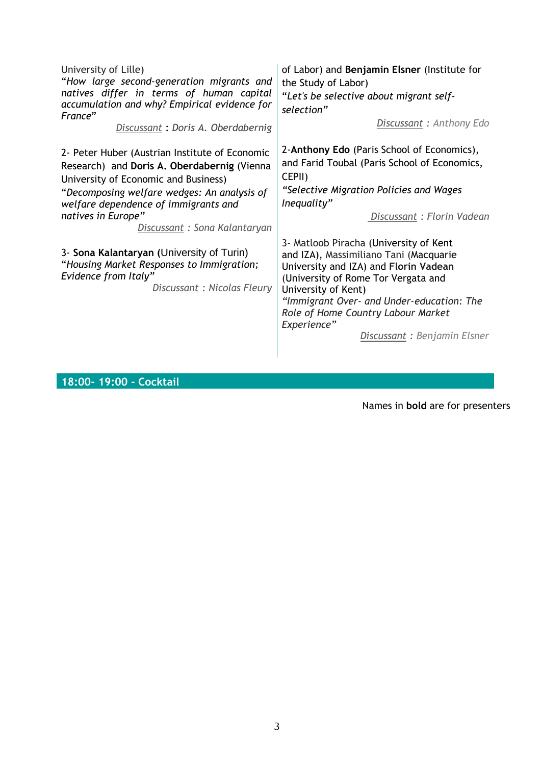University of Lille)
*"How large second-generation migrants and natives differ in terms of human capital accumulation and why? Empirical evidence for France"*

*Discussant : Doris A. Oberdabernig*

2- Peter Huber (Austrian Institute of Economic Research) and **Doris A. Oberdabernig** (Vienna University of Economic and Business)
*"Decomposing welfare wedges: An analysis of welfare dependence of immigrants and natives in Europe"*

*Discussant : Sona Kalantaryan*

3- **Sona Kalantaryan** (University of Turin)
*"Housing Market Responses to Immigration; Evidence from Italy"*

*Discussant : Nicolas Fleury*

of Labor) and **Benjamin Elsner** (Institute for the Study of Labor)
*"Let's be selective about migrant self-selection"*

*Discussant : Anthony Edo*

2-**Anthony Edo** (Paris School of Economics), and Farid Toubal (Paris School of Economics, CEPII)
*"Selective Migration Policies and Wages Inequality"*

*Discussant : Florin Vadean*

3- Matloob Piracha (University of Kent and IZA), Massimiliano Tani (Macquarie University and IZA) and **Florin Vadean** (University of Rome Tor Vergata and University of Kent)
*"Immigrant Over- and Under-education: The Role of Home Country Labour Market Experience"*

*Discussant : Benjamin Elsner*

## 18:00- 19:00 - Cocktail

Names in **bold** are for presenters